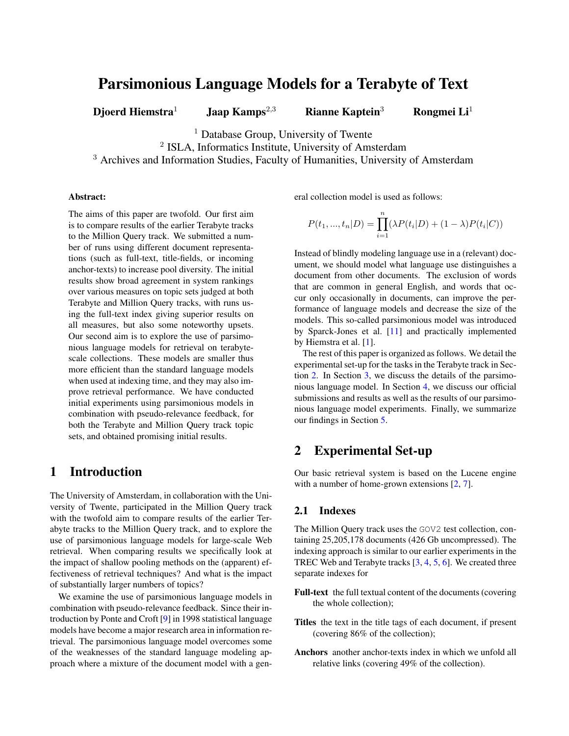# Parsimonious Language Models for a Terabyte of Text

**Djoerd Hiemstra**[1] **Jaap Kamps**[2,3] **Rianne Kaptein**[3] **Rongmei Li**[1]

[1] Database Group, University of Twente
[2] ISLA, Informatics Institute, University of Amsterdam
[3] Archives and Information Studies, Faculty of Humanities, University of Amsterdam

**Abstract:**

The aims of this paper are twofold. Our first aim is to compare results of the earlier Terabyte tracks to the Million Query track. We submitted a number of runs using different document representations (such as full-text, title-fields, or incoming anchor-texts) to increase pool diversity. The initial results show broad agreement in system rankings over various measures on topic sets judged at both Terabyte and Million Query tracks, with runs using the full-text index giving superior results on all measures, but also some noteworthy upsets. Our second aim is to explore the use of parsimonious language models for retrieval on terabyte-scale collections. These models are smaller thus more efficient than the standard language models when used at indexing time, and they may also improve retrieval performance. We have conducted initial experiments using parsimonious models in combination with pseudo-relevance feedback, for both the Terabyte and Million Query track topic sets, and obtained promising initial results.

## 1 Introduction

The University of Amsterdam, in collaboration with the University of Twente, participated in the Million Query track with the twofold aim to compare results of the earlier Terabyte tracks to the Million Query track, and to explore the use of parsimonious language models for large-scale Web retrieval. When comparing results we specifically look at the impact of shallow pooling methods on the (apparent) effectiveness of retrieval techniques? And what is the impact of substantially larger numbers of topics?

We examine the use of parsimonious language models in combination with pseudo-relevance feedback. Since their introduction by Ponte and Croft [9] in 1998 statistical language models have become a major research area in information retrieval. The parsimonious language model overcomes some of the weaknesses of the standard language modeling approach where a mixture of the document model with a general collection model is used as follows:

$$P(t_1, ..., t_n|D) = \prod_{i=1}^{n} (\lambda P(t_i|D) + (1 - \lambda) P(t_i|C))$$

Instead of blindly modeling language use in a (relevant) document, we should model what language use distinguishes a document from other documents. The exclusion of words that are common in general English, and words that occur only occasionally in documents, can improve the performance of language models and decrease the size of the models. This so-called parsimonious model was introduced by Sparck-Jones et al. [11] and practically implemented by Hiemstra et al. [1].

The rest of this paper is organized as follows. We detail the experimental set-up for the tasks in the Terabyte track in Section 2. In Section 3, we discuss the details of the parsimonious language model. In Section 4, we discuss our official submissions and results as well as the results of our parsimonious language model experiments. Finally, we summarize our findings in Section 5.

## 2 Experimental Set-up

Our basic retrieval system is based on the Lucene engine with a number of home-grown extensions [2, 7].

### 2.1 Indexes

The Million Query track uses the GOV2 test collection, containing 25,205,178 documents (426 Gb uncompressed). The indexing approach is similar to our earlier experiments in the TREC Web and Terabyte tracks [3, 4, 5, 6]. We created three separate indexes for

**Full-text** the full textual content of the documents (covering the whole collection);

**Titles** the text in the title tags of each document, if present (covering 86% of the collection);

**Anchors** another anchor-texts index in which we unfold all relative links (covering 49% of the collection).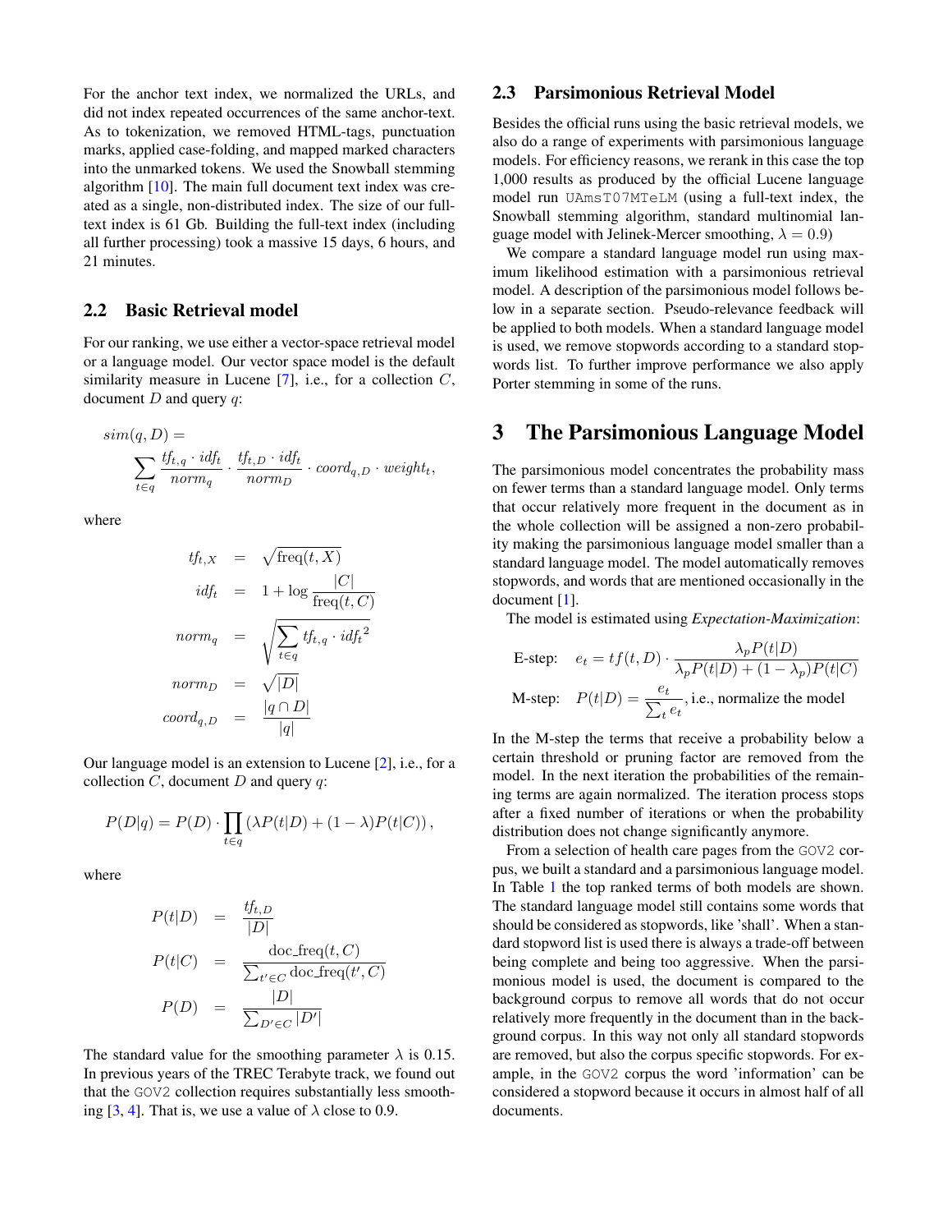For the anchor text index, we normalized the URLs, and did not index repeated occurrences of the same anchor-text. As to tokenization, we removed HTML-tags, punctuation marks, applied case-folding, and mapped marked characters into the unmarked tokens. We used the Snowball stemming algorithm [10]. The main full document text index was created as a single, non-distributed index. The size of our full-text index is 61 Gb. Building the full-text index (including all further processing) took a massive 15 days, 6 hours, and 21 minutes.

## 2.2 Basic Retrieval model

For our ranking, we use either a vector-space retrieval model or a language model. Our vector space model is the default similarity measure in Lucene [7], i.e., for a collection $C$, document $D$ and query $q$:

$$sim(q, D) = \sum_{t \in q} \frac{tf_{t,q} \cdot idf_t}{norm_q} \cdot \frac{tf_{t,D} \cdot idf_t}{norm_D} \cdot coord_{q,D} \cdot weight_t,$$

where

$$\begin{aligned} tf_{t,X} &= \sqrt{\text{freq}(t, X)} \\ idf_t &= 1 + \log \frac{|C|}{\text{freq}(t, C)} \\ norm_q &= \sqrt{\sum_{t \in q} tf_{t,q} \cdot idf_t{}^2} \\ norm_D &= \sqrt{|D|} \\ coord_{q,D} &= \frac{|q \cap D|}{|q|} \end{aligned}$$

Our language model is an extension to Lucene [2], i.e., for a collection $C$, document $D$ and query $q$:

$$P(D|q) = P(D) \cdot \prod_{t \in q} (\lambda P(t|D) + (1 - \lambda) P(t|C)),$$

where

$$\begin{aligned} P(t|D) &= \frac{tf_{t,D}}{|D|} \\ P(t|C) &= \frac{\text{doc\_freq}(t, C)}{\sum_{t' \in C} \text{doc\_freq}(t', C)} \\ P(D) &= \frac{|D|}{\sum_{D' \in C} |D'|} \end{aligned}$$

The standard value for the smoothing parameter $\lambda$ is 0.15. In previous years of the TREC Terabyte track, we found out that the GOV2 collection requires substantially less smoothing [3, 4]. That is, we use a value of $\lambda$ close to 0.9.

## 2.3 Parsimonious Retrieval Model

Besides the official runs using the basic retrieval models, we also do a range of experiments with parsimonious language models. For efficiency reasons, we rerank in this case the top 1,000 results as produced by the official Lucene language model run UAmsT07MTeLM (using a full-text index, the Snowball stemming algorithm, standard multinomial language model with Jelinek-Mercer smoothing, $\lambda = 0.9$)

We compare a standard language model run using maximum likelihood estimation with a parsimonious retrieval model. A description of the parsimonious model follows below in a separate section. Pseudo-relevance feedback will be applied to both models. When a standard language model is used, we remove stopwords according to a standard stopwords list. To further improve performance we also apply Porter stemming in some of the runs.

# 3 The Parsimonious Language Model

The parsimonious model concentrates the probability mass on fewer terms than a standard language model. Only terms that occur relatively more frequent in the document as in the whole collection will be assigned a non-zero probability making the parsimonious language model smaller than a standard language model. The model automatically removes stopwords, and words that are mentioned occasionally in the document [1].

The model is estimated using *Expectation-Maximization*:

$$\text{E-step:} \quad e_t = tf(t, D) \cdot \frac{\lambda_p P(t|D)}{\lambda_p P(t|D) + (1 - \lambda_p) P(t|C)}$$

$$\text{M-step:} \quad P(t|D) = \frac{e_t}{\sum_t e_t}, \text{ i.e., normalize the model}$$

In the M-step the terms that receive a probability below a certain threshold or pruning factor are removed from the model. In the next iteration the probabilities of the remaining terms are again normalized. The iteration process stops after a fixed number of iterations or when the probability distribution does not change significantly anymore.

From a selection of health care pages from the GOV2 corpus, we built a standard and a parsimonious language model. In Table 1 the top ranked terms of both models are shown. The standard language model still contains some words that should be considered as stopwords, like 'shall'. When a standard stopword list is used there is always a trade-off between being complete and being too aggressive. When the parsimonious model is used, the document is compared to the background corpus to remove all words that do not occur relatively more frequently in the document than in the background corpus. In this way not only all standard stopwords are removed, but also the corpus specific stopwords. For example, in the GOV2 corpus the word 'information' can be considered a stopword because it occurs in almost half of all documents.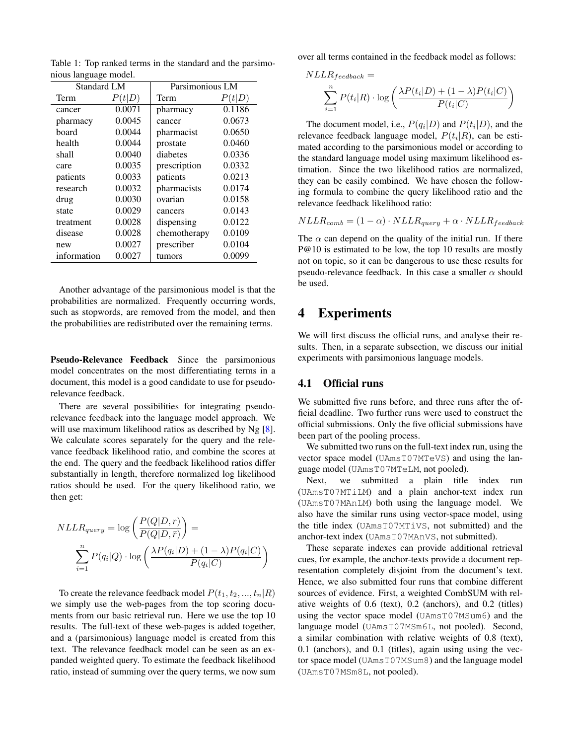Table 1: Top ranked terms in the standard and the parsimonious language model.

| Standard LM | | Parsimonious LM | |
|---|---|---|---|
| Term | $P(t\|D)$ | Term | $P(t\|D)$ |
| cancer | 0.0071 | pharmacy | 0.1186 |
| pharmacy | 0.0045 | cancer | 0.0673 |
| board | 0.0044 | pharmacist | 0.0650 |
| health | 0.0044 | prostate | 0.0460 |
| shall | 0.0040 | diabetes | 0.0336 |
| care | 0.0035 | prescription | 0.0332 |
| patients | 0.0033 | patients | 0.0213 |
| research | 0.0032 | pharmacists | 0.0174 |
| drug | 0.0030 | ovarian | 0.0158 |
| state | 0.0029 | cancers | 0.0143 |
| treatment | 0.0028 | dispensing | 0.0122 |
| disease | 0.0028 | chemotherapy | 0.0109 |
| new | 0.0027 | prescriber | 0.0104 |
| information | 0.0027 | tumors | 0.0099 |

Another advantage of the parsimonious model is that the probabilities are normalized. Frequently occurring words, such as stopwords, are removed from the model, and then the probabilities are redistributed over the remaining terms.

**Pseudo-Relevance Feedback** Since the parsimonious model concentrates on the most differentiating terms in a document, this model is a good candidate to use for pseudo-relevance feedback.

There are several possibilities for integrating pseudo-relevance feedback into the language model approach. We will use maximum likelihood ratios as described by Ng [8]. We calculate scores separately for the query and the relevance feedback likelihood ratio, and combine the scores at the end. The query and the feedback likelihood ratios differ substantially in length, therefore normalized log likelihood ratios should be used. For the query likelihood ratio, we then get:

$$NLLR_{query} = \log\left(\frac{P(Q|D,r)}{P(Q|D,\bar{r})}\right) = \sum_{i=1}^{n} P(q_i|Q) \cdot \log\left(\frac{\lambda P(q_i|D) + (1-\lambda)P(q_i|C)}{P(q_i|C)}\right)$$

To create the relevance feedback model $P(t_1, t_2, ..., t_n|R)$ we simply use the web-pages from the top scoring documents from our basic retrieval run. Here we use the top 10 results. The full-text of these web-pages is added together, and a (parsimonious) language model is created from this text. The relevance feedback model can be seen as an expanded weighted query. To estimate the feedback likelihood ratio, instead of summing over the query terms, we now sum over all terms contained in the feedback model as follows:

$$NLLR_{feedback} = \sum_{i=1}^{n} P(t_i|R) \cdot \log\left(\frac{\lambda P(t_i|D) + (1-\lambda)P(t_i|C)}{P(t_i|C)}\right)$$

The document model, i.e., $P(q_i|D)$ and $P(t_i|D)$, and the relevance feedback language model, $P(t_i|R)$, can be estimated according to the parsimonious model or according to the standard language model using maximum likelihood estimation. Since the two likelihood ratios are normalized, they can be easily combined. We have chosen the following formula to combine the query likelihood ratio and the relevance feedback likelihood ratio:

$$NLLR_{comb} = (1-\alpha) \cdot NLLR_{query} + \alpha \cdot NLLR_{feedback}$$

The $\alpha$ can depend on the quality of the initial run. If there P@10 is estimated to be low, the top 10 results are mostly not on topic, so it can be dangerous to use these results for pseudo-relevance feedback. In this case a smaller $\alpha$ should be used.

# 4 Experiments

We will first discuss the official runs, and analyse their results. Then, in a separate subsection, we discuss our initial experiments with parsimonious language models.

## 4.1 Official runs

We submitted five runs before, and three runs after the official deadline. Two further runs were used to construct the official submissions. Only the five official submissions have been part of the pooling process.

We submitted two runs on the full-text index run, using the vector space model (UAmsT07MTeVS) and using the language model (UAmsT07MTeLM, not pooled).

Next, we submitted a plain title index run (UAmsT07MTiLM) and a plain anchor-text index run (UAmsT07MAnLM) both using the language model. We also have the similar runs using vector-space model, using the title index (UAmsT07MTiVS, not submitted) and the anchor-text index (UAmsT07MAnVS, not submitted).

These separate indexes can provide additional retrieval cues, for example, the anchor-texts provide a document representation completely disjoint from the document's text. Hence, we also submitted four runs that combine different sources of evidence. First, a weighted CombSUM with relative weights of 0.6 (text), 0.2 (anchors), and 0.2 (titles) using the vector space model (UAmsT07MSum6) and the language model (UAmsT07MSm6L, not pooled). Second, a similar combination with relative weights of 0.8 (text), 0.1 (anchors), and 0.1 (titles), again using using the vector space model (UAmsT07MSum8) and the language model (UAmsT07MSm8L, not pooled).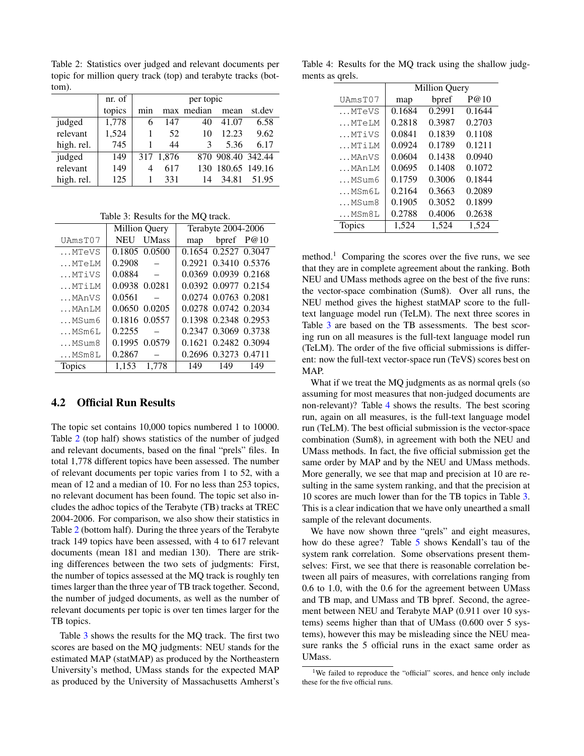Table 2: Statistics over judged and relevant documents per topic for million query track (top) and terabyte tracks (bottom).

| | nr. of | per topic | | | | |
|---|---|---|---|---|---|---|
| | topics | min | max | median | mean | st.dev |
| judged | 1,778 | 6 | 147 | 40 | 41.07 | 6.58 |
| relevant | 1,524 | 1 | 52 | 10 | 12.23 | 9.62 |
| high. rel. | 745 | 1 | 44 | 3 | 5.36 | 6.17 |
| judged | 149 | 317 | 1,876 | 870 | 908.40 | 342.44 |
| relevant | 149 | 4 | 617 | 130 | 180.65 | 149.16 |
| high. rel. | 125 | 1 | 331 | 14 | 34.81 | 51.95 |

Table 3: Results for the MQ track.

| | Million Query | | Terabyte 2004-2006 | | |
|---|---|---|---|---|---|
| UAmsT07 | NEU | UMass | map | bpref | P@10 |
| ...MTeVS | 0.1805 | 0.0500 | 0.1654 | 0.2527 | 0.3047 |
| ...MTeLM | 0.2908 | – | 0.2921 | 0.3410 | 0.5376 |
| ...MTiVS | 0.0884 | – | 0.0369 | 0.0939 | 0.2168 |
| ...MTiLM | 0.0938 | 0.0281 | 0.0392 | 0.0977 | 0.2154 |
| ...MAnVS | 0.0561 | – | 0.0274 | 0.0763 | 0.2081 |
| ...MAnLM | 0.0650 | 0.0205 | 0.0278 | 0.0742 | 0.2034 |
| ...MSum6 | 0.1816 | 0.0557 | 0.1398 | 0.2348 | 0.2953 |
| ...MSm6L | 0.2255 | – | 0.2347 | 0.3069 | 0.3738 |
| ...MSum8 | 0.1995 | 0.0579 | 0.1621 | 0.2482 | 0.3094 |
| ...MSm8L | 0.2867 | – | 0.2696 | 0.3273 | 0.4711 |
| Topics | 1,153 | 1,778 | 149 | 149 | 149 |

### 4.2 Official Run Results

The topic set contains 10,000 topics numbered 1 to 10000. Table 2 (top half) shows statistics of the number of judged and relevant documents, based on the final "prels" files. In total 1,778 different topics have been assessed. The number of relevant documents per topic varies from 1 to 52, with a mean of 12 and a median of 10. For no less than 253 topics, no relevant document has been found. The topic set also includes the adhoc topics of the Terabyte (TB) tracks at TREC 2004-2006. For comparison, we also show their statistics in Table 2 (bottom half). During the three years of the Terabyte track 149 topics have been assessed, with 4 to 617 relevant documents (mean 181 and median 130). There are striking differences between the two sets of judgments: First, the number of topics assessed at the MQ track is roughly ten times larger than the three year of TB track together. Second, the number of judged documents, as well as the number of relevant documents per topic is over ten times larger for the TB topics.

Table 3 shows the results for the MQ track. The first two scores are based on the MQ judgments: NEU stands for the estimated MAP (statMAP) as produced by the Northeastern University's method, UMass stands for the expected MAP as produced by the University of Massachusetts Amherst's method.[1] Comparing the scores over the five runs, we see that they are in complete agreement about the ranking. Both NEU and UMass methods agree on the best of the five runs: the vector-space combination (Sum8). Over all runs, the NEU method gives the highest statMAP score to the full-text language model run (TeLM). The next three scores in Table 3 are based on the TB assessments. The best scoring run on all measures is the full-text language model run (TeLM). The order of the five official submissions is different: now the full-text vector-space run (TeVS) scores best on MAP.

Table 4: Results for the MQ track using the shallow judgments as qrels.

| | Million Query | | |
|---|---|---|---|
| UAmsT07 | map | bpref | P@10 |
| ...MTeVS | 0.1684 | 0.2991 | 0.1644 |
| ...MTeLM | 0.2818 | 0.3987 | 0.2703 |
| ...MTiVS | 0.0841 | 0.1839 | 0.1108 |
| ...MTiLM | 0.0924 | 0.1789 | 0.1211 |
| ...MAnVS | 0.0604 | 0.1438 | 0.0940 |
| ...MAnLM | 0.0695 | 0.1408 | 0.1072 |
| ...MSum6 | 0.1759 | 0.3006 | 0.1844 |
| ...MSm6L | 0.2164 | 0.3663 | 0.2089 |
| ...MSum8 | 0.1905 | 0.3052 | 0.1899 |
| ...MSm8L | 0.2788 | 0.4006 | 0.2638 |
| Topics | 1,524 | 1,524 | 1,524 |

What if we treat the MQ judgments as as normal qrels (so assuming for most measures that non-judged documents are non-relevant)? Table 4 shows the results. The best scoring run, again on all measures, is the full-text language model run (TeLM). The best official submission is the vector-space combination (Sum8), in agreement with both the NEU and UMass methods. In fact, the five official submission get the same order by MAP and by the NEU and UMass methods. More generally, we see that map and precision at 10 are resulting in the same system ranking, and that the precision at 10 scores are much lower than for the TB topics in Table 3. This is a clear indication that we have only unearthed a small sample of the relevant documents.

We have now shown three "qrels" and eight measures, how do these agree? Table 5 shows Kendall's tau of the system rank correlation. Some observations present themselves: First, we see that there is reasonable correlation between all pairs of measures, with correlations ranging from 0.6 to 1.0, with the 0.6 for the agreement between UMass and TB map, and UMass and TB bpref. Second, the agreement between NEU and Terabyte MAP (0.911 over 10 systems) seems higher than that of UMass (0.600 over 5 systems), however this may be misleading since the NEU measure ranks the 5 official runs in the exact same order as UMass.

[1] We failed to reproduce the "official" scores, and hence only include these for the five official runs.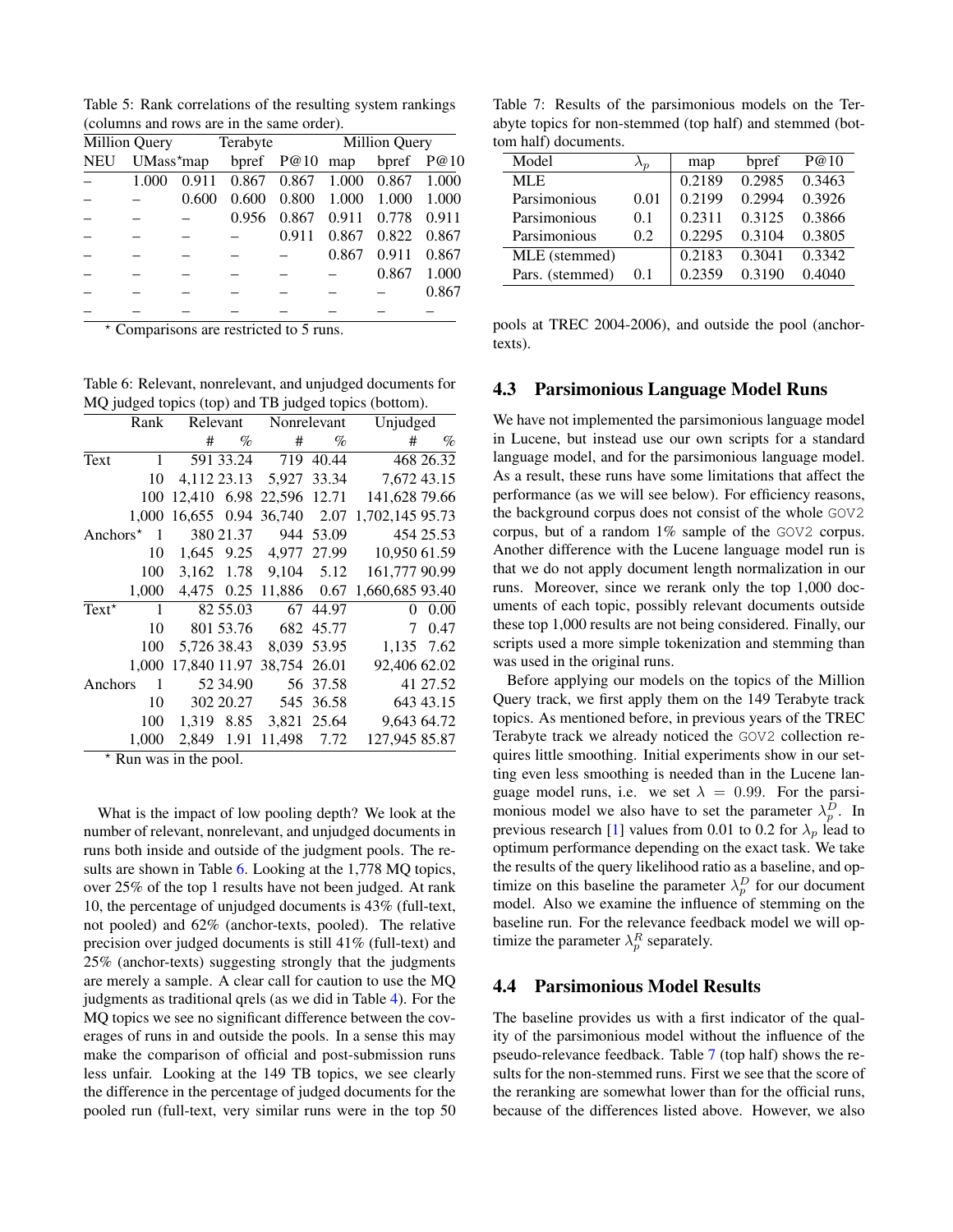Table 5: Rank correlations of the resulting system rankings (columns and rows are in the same order).

| Million Query | | Terabyte | | | Million Query | | |
|---|---|---|---|---|---|---|---|
| NEU | UMass*map | bpref | P@10 | map | bpref | P@10 | |
| – | 1.000 | 0.911 | 0.867 | 0.867 | 1.000 | 0.867 | 1.000 |
| – | – | 0.600 | 0.600 | 0.800 | 1.000 | 1.000 | 1.000 |
| – | – | – | 0.956 | 0.867 | 0.911 | 0.778 | 0.911 |
| – | – | – | – | 0.911 | 0.867 | 0.822 | 0.867 |
| – | – | – | – | – | 0.867 | 0.911 | 0.867 |
| – | – | – | – | – | – | 0.867 | 1.000 |
| – | – | – | – | – | – | – | 0.867 |
| – | – | – | – | – | – | – | – |

* Comparisons are restricted to 5 runs.

Table 6: Relevant, nonrelevant, and unjudged documents for MQ judged topics (top) and TB judged topics (bottom).

| | Rank | Relevant | | Nonrelevant | | Unjudged | |
|---|---|---|---|---|---|---|---|
| | | # | % | # | % | # | % |
| Text | 1 | 591 | 33.24 | 719 | 40.44 | 468 | 26.32 |
| | 10 | 4,112 | 23.13 | 5,927 | 33.34 | 7,672 | 43.15 |
| | 100 | 12,410 | 6.98 | 22,596 | 12.71 | 141,628 | 79.66 |
| | 1,000 | 16,655 | 0.94 | 36,740 | 2.07 | 1,702,145 | 95.73 |
| Anchors* | 1 | 380 | 21.37 | 944 | 53.09 | 454 | 25.53 |
| | 10 | 1,645 | 9.25 | 4,977 | 27.99 | 10,950 | 61.59 |
| | 100 | 3,162 | 1.78 | 9,104 | 5.12 | 161,777 | 90.99 |
| | 1,000 | 4,475 | 0.25 | 11,886 | 0.67 | 1,660,685 | 93.40 |
| Text* | 1 | 82 | 55.03 | 67 | 44.97 | 0 | 0.00 |
| | 10 | 801 | 53.76 | 682 | 45.77 | 7 | 0.47 |
| | 100 | 5,726 | 38.43 | 8,039 | 53.95 | 1,135 | 7.62 |
| | 1,000 | 17,840 | 11.97 | 38,754 | 26.01 | 92,406 | 62.02 |
| Anchors | 1 | 52 | 34.90 | 56 | 37.58 | 41 | 27.52 |
| | 10 | 302 | 20.27 | 545 | 36.58 | 643 | 43.15 |
| | 100 | 1,319 | 8.85 | 3,821 | 25.64 | 9,643 | 64.72 |
| | 1,000 | 2,849 | 1.91 | 11,498 | 7.72 | 127,945 | 85.87 |

* Run was in the pool.

What is the impact of low pooling depth? We look at the number of relevant, nonrelevant, and unjudged documents in runs both inside and outside of the judgment pools. The results are shown in Table 6. Looking at the 1,778 MQ topics, over 25% of the top 1 results have not been judged. At rank 10, the percentage of unjudged documents is 43% (full-text, not pooled) and 62% (anchor-texts, pooled). The relative precision over judged documents is still 41% (full-text) and 25% (anchor-texts) suggesting strongly that the judgments are merely a sample. A clear call for caution to use the MQ judgments as traditional qrels (as we did in Table 4). For the MQ topics we see no significant difference between the coverages of runs in and outside the pools. In a sense this may make the comparison of official and post-submission runs less unfair. Looking at the 149 TB topics, we see clearly the difference in the percentage of judged documents for the pooled run (full-text, very similar runs were in the top 50 pools at TREC 2004-2006), and outside the pool (anchor-texts).

Table 7: Results of the parsimonious models on the Terabyte topics for non-stemmed (top half) and stemmed (bottom half) documents.

| Model | $\lambda_p$ | map | bpref | P@10 |
|---|---|---|---|---|
| MLE | | 0.2189 | 0.2985 | 0.3463 |
| Parsimonious | 0.01 | 0.2199 | 0.2994 | 0.3926 |
| Parsimonious | 0.1 | 0.2311 | 0.3125 | 0.3866 |
| Parsimonious | 0.2 | 0.2295 | 0.3104 | 0.3805 |
| MLE (stemmed) | | 0.2183 | 0.3041 | 0.3342 |
| Pars. (stemmed) | 0.1 | 0.2359 | 0.3190 | 0.4040 |

## 4.3 Parsimonious Language Model Runs

We have not implemented the parsimonious language model in Lucene, but instead use our own scripts for a standard language model, and for the parsimonious language model. As a result, these runs have some limitations that affect the performance (as we will see below). For efficiency reasons, the background corpus does not consist of the whole GOV2 corpus, but of a random 1% sample of the GOV2 corpus. Another difference with the Lucene language model run is that we do not apply document length normalization in our runs. Moreover, since we rerank only the top 1,000 documents of each topic, possibly relevant documents outside these top 1,000 results are not being considered. Finally, our scripts used a more simple tokenization and stemming than was used in the original runs.

Before applying our models on the topics of the Million Query track, we first apply them on the 149 Terabyte track topics. As mentioned before, in previous years of the TREC Terabyte track we already noticed the GOV2 collection requires little smoothing. Initial experiments show in our setting even less smoothing is needed than in the Lucene language model runs, i.e. we set $\lambda = 0.99$. For the parsimonious model we also have to set the parameter $\lambda_p^D$. In previous research [1] values from 0.01 to 0.2 for $\lambda_p$ lead to optimum performance depending on the exact task. We take the results of the query likelihood ratio as a baseline, and optimize on this baseline the parameter $\lambda_p^D$ for our document model. Also we examine the influence of stemming on the baseline run. For the relevance feedback model we will optimize the parameter $\lambda_p^R$ separately.

## 4.4 Parsimonious Model Results

The baseline provides us with a first indicator of the quality of the parsimonious model without the influence of the pseudo-relevance feedback. Table 7 (top half) shows the results for the non-stemmed runs. First we see that the score of the reranking are somewhat lower than for the official runs, because of the differences listed above. However, we also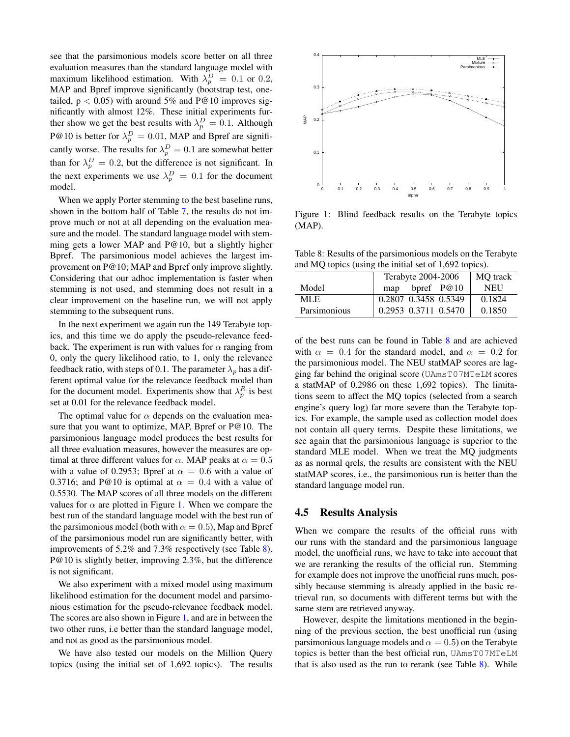see that the parsimonious models score better on all three evaluation measures than the standard language model with maximum likelihood estimation. With $\lambda_p^D = 0.1$ or 0.2, MAP and Bpref improve significantly (bootstrap test, one-tailed, p < 0.05) with around 5% and P@10 improves significantly with almost 12%. These initial experiments further show we get the best results with $\lambda_p^D = 0.1$. Although P@10 is better for $\lambda_p^D = 0.01$, MAP and Bpref are significantly worse. The results for $\lambda_p^D = 0.1$ are somewhat better than for $\lambda_p^D = 0.2$, but the difference is not significant. In the next experiments we use $\lambda_p^D = 0.1$ for the document model.

When we apply Porter stemming to the best baseline runs, shown in the bottom half of Table 7, the results do not improve much or not at all depending on the evaluation measure and the model. The standard language model with stemming gets a lower MAP and P@10, but a slightly higher Bpref. The parsimonious model achieves the largest improvement on P@10; MAP and Bpref only improve slightly. Considering that our adhoc implementation is faster when stemming is not used, and stemming does not result in a clear improvement on the baseline run, we will not apply stemming to the subsequent runs.

In the next experiment we again run the 149 Terabyte topics, and this time we do apply the pseudo-relevance feedback. The experiment is run with values for $\alpha$ ranging from 0, only the query likelihood ratio, to 1, only the relevance feedback ratio, with steps of 0.1. The parameter $\lambda_p$ has a different optimal value for the relevance feedback model than for the document model. Experiments show that $\lambda_p^R$ is best set at 0.01 for the relevance feedback model.

The optimal value for $\alpha$ depends on the evaluation measure that you want to optimize, MAP, Bpref or P@10. The parsimonious language model produces the best results for all three evaluation measures, however the measures are optimal at three different values for $\alpha$. MAP peaks at $\alpha = 0.5$ with a value of 0.2953; Bpref at $\alpha = 0.6$ with a value of 0.3716; and P@10 is optimal at $\alpha = 0.4$ with a value of 0.5530. The MAP scores of all three models on the different values for $\alpha$ are plotted in Figure 1. When we compare the best run of the standard language model with the best run of the parsimonious model (both with $\alpha = 0.5$), Map and Bpref of the parsimonious model run are significantly better, with improvements of 5.2% and 7.3% respectively (see Table 8). P@10 is slightly better, improving 2.3%, but the difference is not significant.

We also experiment with a mixed model using maximum likelihood estimation for the document model and parsimonious estimation for the pseudo-relevance feedback model. The scores are also shown in Figure 1, and are in between the two other runs, i.e better than the standard language model, and not as good as the parsimonious model.

We have also tested our models on the Million Query topics (using the initial set of 1,692 topics). The results of the best runs can be found in Table 8 and are achieved with $\alpha = 0.4$ for the standard model, and $\alpha = 0.2$ for the parsimonious model. The NEU statMAP scores are lagging far behind the original score (UAmsT07MTeLM scores a statMAP of 0.2986 on these 1,692 topics). The limitations seem to affect the MQ topics (selected from a search engine's query log) far more severe than the Terabyte topics. For example, the sample used as collection model does not contain all query terms. Despite these limitations, we see again that the parsimonious language is superior to the standard MLE model. When we treat the MQ judgments as as normal qrels, the results are consistent with the NEU statMAP scores, i.e., the parsimonious run is better than the standard language model run.

Figure 1: Blind feedback results on the Terabyte topics (MAP).

Table 8: Results of the parsimonious models on the Terabyte and MQ topics (using the initial set of 1,692 topics).

| | Terabyte 2004-2006 | | | MQ track |
|---|---|---|---|---|
| Model | map | bpref | P@10 | NEU |
| MLE | 0.2807 | 0.3458 | 0.5349 | 0.1824 |
| Parsimonious | 0.2953 | 0.3711 | 0.5470 | 0.1850 |

## 4.5 Results Analysis

When we compare the results of the official runs with our runs with the standard and the parsimonious language model, the unofficial runs, we have to take into account that we are reranking the results of the official run. Stemming for example does not improve the unofficial runs much, possibly because stemming is already applied in the basic retrieval run, so documents with different terms but with the same stem are retrieved anyway.

However, despite the limitations mentioned in the beginning of the previous section, the best unofficial run (using parsimonious language models and $\alpha = 0.5$) on the Terabyte topics is better than the best official run, UAmsT07MTeLM that is also used as the run to rerank (see Table 8). While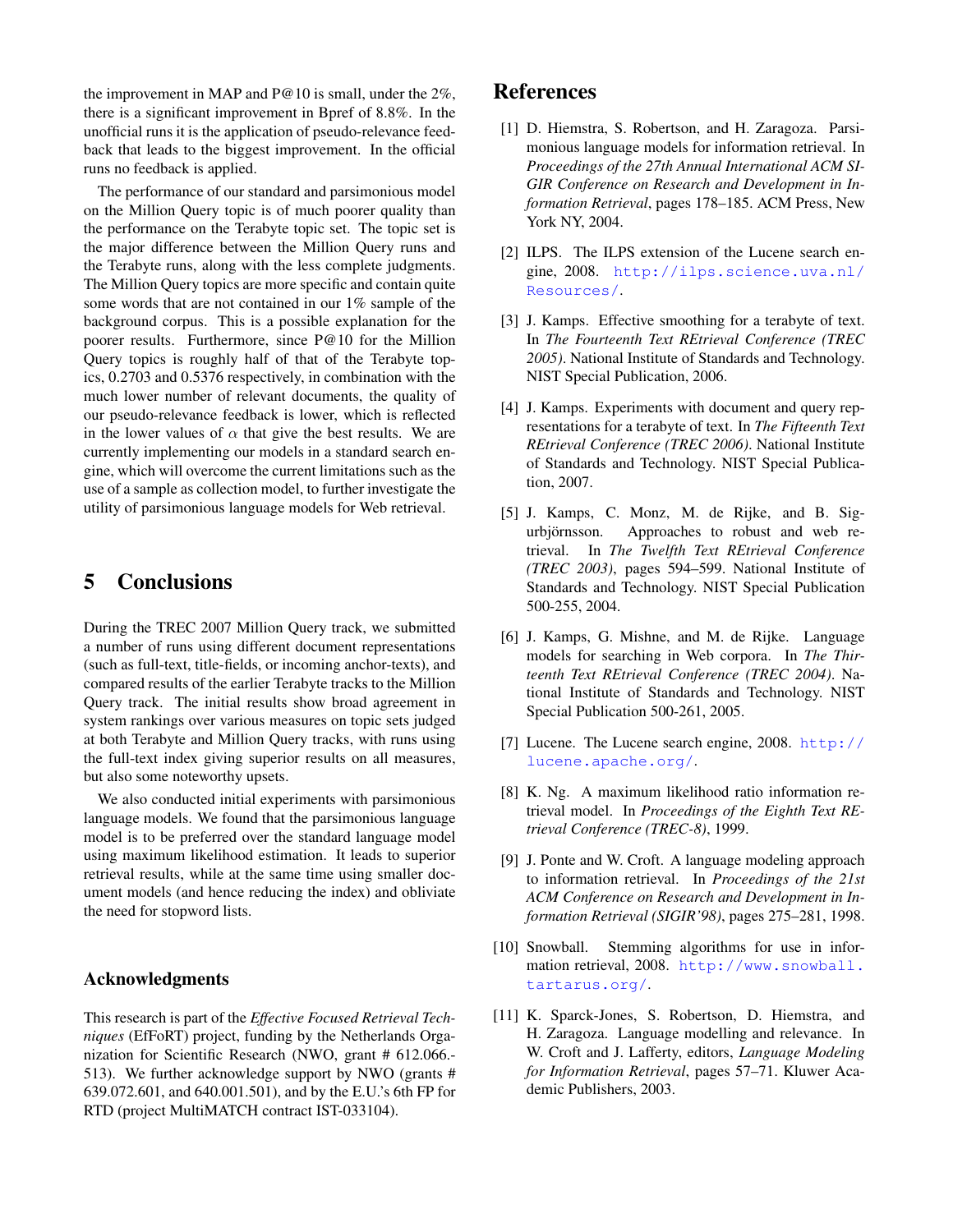the improvement in MAP and P@10 is small, under the 2%, there is a significant improvement in Bpref of 8.8%. In the unofficial runs it is the application of pseudo-relevance feedback that leads to the biggest improvement. In the official runs no feedback is applied.

The performance of our standard and parsimonious model on the Million Query topic is of much poorer quality than the performance on the Terabyte topic set. The topic set is the major difference between the Million Query runs and the Terabyte runs, along with the less complete judgments. The Million Query topics are more specific and contain quite some words that are not contained in our 1% sample of the background corpus. This is a possible explanation for the poorer results. Furthermore, since P@10 for the Million Query topics is roughly half of that of the Terabyte topics, 0.2703 and 0.5376 respectively, in combination with the much lower number of relevant documents, the quality of our pseudo-relevance feedback is lower, which is reflected in the lower values of $\alpha$ that give the best results. We are currently implementing our models in a standard search engine, which will overcome the current limitations such as the use of a sample as collection model, to further investigate the utility of parsimonious language models for Web retrieval.

# 5 Conclusions

During the TREC 2007 Million Query track, we submitted a number of runs using different document representations (such as full-text, title-fields, or incoming anchor-texts), and compared results of the earlier Terabyte tracks to the Million Query track. The initial results show broad agreement in system rankings over various measures on topic sets judged at both Terabyte and Million Query tracks, with runs using the full-text index giving superior results on all measures, but also some noteworthy upsets.

We also conducted initial experiments with parsimonious language models. We found that the parsimonious language model is to be preferred over the standard language model using maximum likelihood estimation. It leads to superior retrieval results, while at the same time using smaller document models (and hence reducing the index) and obliviate the need for stopword lists.

## Acknowledgments

This research is part of the *Effective Focused Retrieval Techniques* (EfFoRT) project, funding by the Netherlands Organization for Scientific Research (NWO, grant # 612.066.-513). We further acknowledge support by NWO (grants # 639.072.601, and 640.001.501), and by the E.U.'s 6th FP for RTD (project MultiMATCH contract IST-033104).

# References

[1] D. Hiemstra, S. Robertson, and H. Zaragoza. Parsimonious language models for information retrieval. In *Proceedings of the 27th Annual International ACM SIGIR Conference on Research and Development in Information Retrieval*, pages 178–185. ACM Press, New York NY, 2004.

[2] ILPS. The ILPS extension of the Lucene search engine, 2008. http://ilps.science.uva.nl/Resources/.

[3] J. Kamps. Effective smoothing for a terabyte of text. In *The Fourteenth Text REtrieval Conference (TREC 2005)*. National Institute of Standards and Technology. NIST Special Publication, 2006.

[4] J. Kamps. Experiments with document and query representations for a terabyte of text. In *The Fifteenth Text REtrieval Conference (TREC 2006)*. National Institute of Standards and Technology. NIST Special Publication, 2007.

[5] J. Kamps, C. Monz, M. de Rijke, and B. Sigurbjörnsson. Approaches to robust and web retrieval. In *The Twelfth Text REtrieval Conference (TREC 2003)*, pages 594–599. National Institute of Standards and Technology. NIST Special Publication 500-255, 2004.

[6] J. Kamps, G. Mishne, and M. de Rijke. Language models for searching in Web corpora. In *The Thirteenth Text REtrieval Conference (TREC 2004)*. National Institute of Standards and Technology. NIST Special Publication 500-261, 2005.

[7] Lucene. The Lucene search engine, 2008. http://lucene.apache.org/.

[8] K. Ng. A maximum likelihood ratio information retrieval model. In *Proceedings of the Eighth Text REtrieval Conference (TREC-8)*, 1999.

[9] J. Ponte and W. Croft. A language modeling approach to information retrieval. In *Proceedings of the 21st ACM Conference on Research and Development in Information Retrieval (SIGIR'98)*, pages 275–281, 1998.

[10] Snowball. Stemming algorithms for use in information retrieval, 2008. http://www.snowball.tartarus.org/.

[11] K. Sparck-Jones, S. Robertson, D. Hiemstra, and H. Zaragoza. Language modelling and relevance. In W. Croft and J. Lafferty, editors, *Language Modeling for Information Retrieval*, pages 57–71. Kluwer Academic Publishers, 2003.